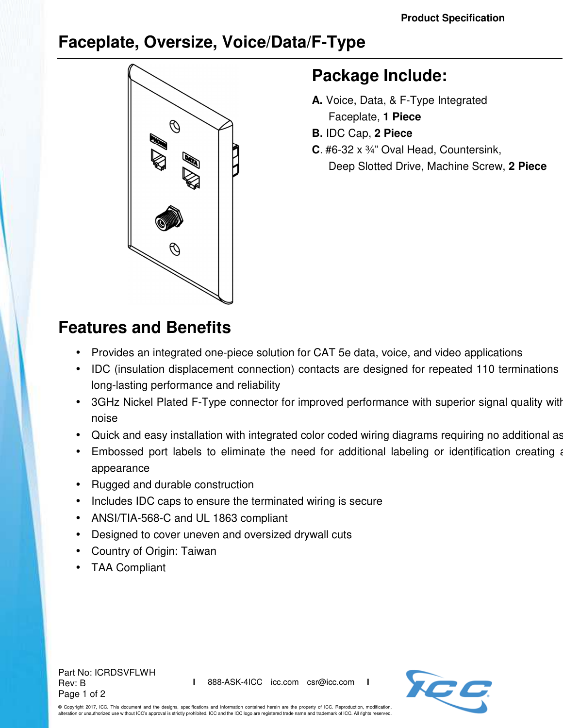Product Specification

# Faceplate, Oversize, Voice/Data/F-Type

## Package Include:

**A.** Voice, Data, & F-Type Integrated Faceplate, **1 Piece**

**B.** IDC Cap, **2 Piece**

**C**. #6-32 x ¾" Oval Head, Countersink, Deep Slotted Drive, Machine Screw, **2 Piece**

## Features and Benefits

- Provides an integrated one-piece solution for CAT 5e data, voice, and video applications
- IDC (insulation displacement connection) contacts are designed for repeated 110 terminations long-lasting performance and reliability
- 3GHz Nickel Plated F-Type connector for improved performance with superior signal quality with noise
- Quick and easy installation with integrated color coded wiring diagrams requiring no additional as
- Embossed port labels to eliminate the need for additional labeling or identification creating a appearance
- Rugged and durable construction
- Includes IDC caps to ensure the terminated wiring is secure
- ANSI/TIA-568-C and UL 1863 compliant
- Designed to cover uneven and oversized drywall cuts
- Country of Origin: Taiwan
- TAA Compliant

Part No: ICRDSVFLWH
Rev: B

888-ASK-4ICC   icc.com   csr@icc.com

© Copyright 2017, ICC. This document and the designs, specifications and information contained herein are the property of ICC. Reproduction, modification, alteration or unauthorized use without ICC's approval is strictly prohibited. ICC and the ICC logo are registered trade name and trademark of ICC. All rights reserved.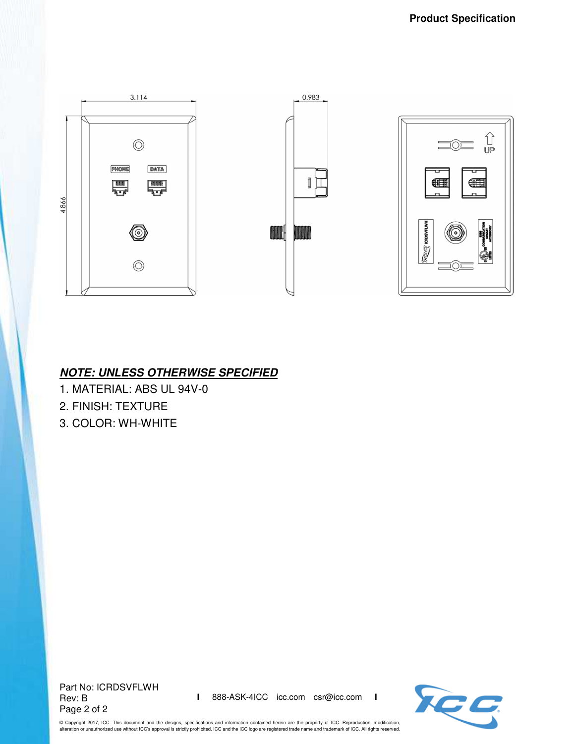Product Specification

3.114

0.983

4866

PHONE

DATA

UP

## ***NOTE: UNLESS OTHERWISE SPECIFIED***

1. MATERIAL: ABS UL 94V-0
2. FINISH: TEXTURE
3. COLOR: WH-WHITE

Part No: ICRDSVFLWH
Rev: B

888-ASK-4ICC icc.com csr@icc.com

© Copyright 2017, ICC. This document and the designs, specifications and information contained herein are the property of ICC. Reproduction, modification, alteration or unauthorized use without ICC's approval is strictly prohibited. ICC and the ICC logo are registered trade name and trademark of ICC. All rights reserved.